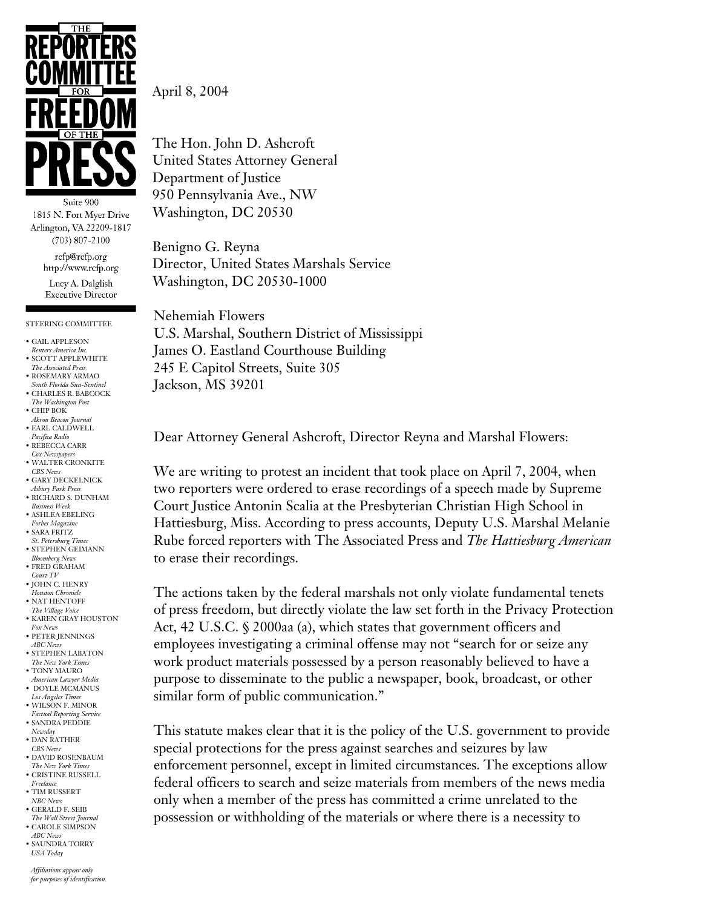# THE REPORTERS COMMITTEE FOR FREEDOM OF THE PRESS

Suite 900
1815 N. Fort Myer Drive
Arlington, VA 22209-1817
(703) 807-2100

rcfp@rcfp.org
http://www.rcfp.org

Lucy A. Dalglish
Executive Director

STEERING COMMITTEE

- GAIL APPLESON *Reuters America Inc.*
- SCOTT APPLEWHITE *The Associated Press*
- ROSEMARY ARMAO *South Florida Sun-Sentinel*
- CHARLES R. BABCOCK *The Washington Post*
- CHIP BOK *Akron Beacon Journal*
- EARL CALDWELL *Pacifica Radio*
- REBECCA CARR *Cox Newspapers*
- WALTER CRONKITE *CBS News*
- GARY DECKELNICK *Asbury Park Press*
- RICHARD S. DUNHAM *Business Week*
- ASHLEA EBELING *Forbes Magazine*
- SARA FRITZ *St. Petersburg Times*
- STEPHEN GEIMANN *Bloomberg News*
- FRED GRAHAM *Court TV*
- JOHN C. HENRY *Houston Chronicle*
- NAT HENTOFF *The Village Voice*
- KAREN GRAY HOUSTON *Fox News*
- PETER JENNINGS *ABC News*
- STEPHEN LABATON *The New York Times*
- TONY MAURO *American Lawyer Media*
- DOYLE MCMANUS *Los Angeles Times*
- WILSON F. MINOR *Factual Reporting Service*
- SANDRA PEDDIE *Newsday*
- DAN RATHER *CBS News*
- DAVID ROSENBAUM *The New York Times*
- CRISTINE RUSSELL *Freelance*
- TIM RUSSERT *NBC News*
- GERALD F. SEIB *The Wall Street Journal*
- CAROLE SIMPSON *ABC News*
- SAUNDRA TORRY *USA Today*

*Affiliations appear only for purposes of identification.*

---

April 8, 2004

The Hon. John D. Ashcroft
United States Attorney General
Department of Justice
950 Pennsylvania Ave., NW
Washington, DC 20530

Benigno G. Reyna
Director, United States Marshals Service
Washington, DC 20530-1000

Nehemiah Flowers
U.S. Marshal, Southern District of Mississippi
James O. Eastland Courthouse Building
245 E Capitol Streets, Suite 305
Jackson, MS 39201

Dear Attorney General Ashcroft, Director Reyna and Marshal Flowers:

We are writing to protest an incident that took place on April 7, 2004, when two reporters were ordered to erase recordings of a speech made by Supreme Court Justice Antonin Scalia at the Presbyterian Christian High School in Hattiesburg, Miss. According to press accounts, Deputy U.S. Marshal Melanie Rube forced reporters with The Associated Press and *The Hattiesburg American* to erase their recordings.

The actions taken by the federal marshals not only violate fundamental tenets of press freedom, but directly violate the law set forth in the Privacy Protection Act, 42 U.S.C. § 2000aa (a), which states that government officers and employees investigating a criminal offense may not "search for or seize any work product materials possessed by a person reasonably believed to have a purpose to disseminate to the public a newspaper, book, broadcast, or other similar form of public communication."

This statute makes clear that it is the policy of the U.S. government to provide special protections for the press against searches and seizures by law enforcement personnel, except in limited circumstances. The exceptions allow federal officers to search and seize materials from members of the news media only when a member of the press has committed a crime unrelated to the possession or withholding of the materials or where there is a necessity to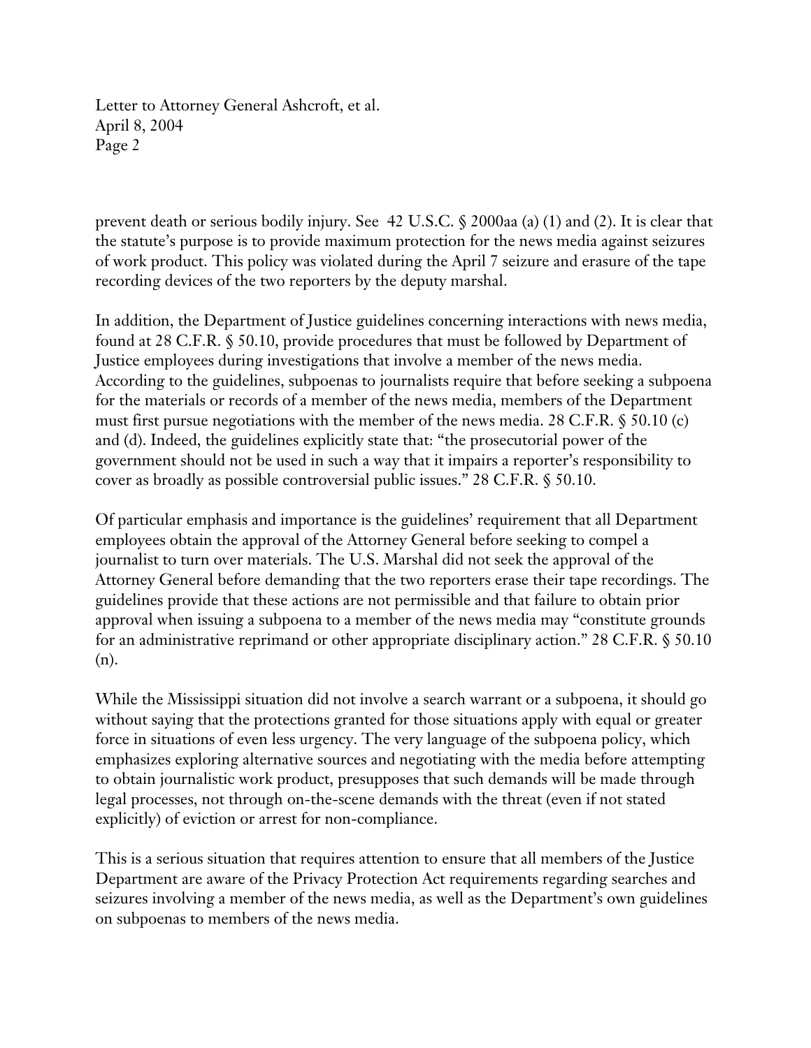prevent death or serious bodily injury. See 42 U.S.C. § 2000aa (a) (1) and (2). It is clear that the statute's purpose is to provide maximum protection for the news media against seizures of work product. This policy was violated during the April 7 seizure and erasure of the tape recording devices of the two reporters by the deputy marshal.

In addition, the Department of Justice guidelines concerning interactions with news media, found at 28 C.F.R. § 50.10, provide procedures that must be followed by Department of Justice employees during investigations that involve a member of the news media. According to the guidelines, subpoenas to journalists require that before seeking a subpoena for the materials or records of a member of the news media, members of the Department must first pursue negotiations with the member of the news media. 28 C.F.R. § 50.10 (c) and (d). Indeed, the guidelines explicitly state that: "the prosecutorial power of the government should not be used in such a way that it impairs a reporter's responsibility to cover as broadly as possible controversial public issues." 28 C.F.R. § 50.10.

Of particular emphasis and importance is the guidelines' requirement that all Department employees obtain the approval of the Attorney General before seeking to compel a journalist to turn over materials. The U.S. Marshal did not seek the approval of the Attorney General before demanding that the two reporters erase their tape recordings. The guidelines provide that these actions are not permissible and that failure to obtain prior approval when issuing a subpoena to a member of the news media may "constitute grounds for an administrative reprimand or other appropriate disciplinary action." 28 C.F.R. § 50.10 (n).

While the Mississippi situation did not involve a search warrant or a subpoena, it should go without saying that the protections granted for those situations apply with equal or greater force in situations of even less urgency. The very language of the subpoena policy, which emphasizes exploring alternative sources and negotiating with the media before attempting to obtain journalistic work product, presupposes that such demands will be made through legal processes, not through on-the-scene demands with the threat (even if not stated explicitly) of eviction or arrest for non-compliance.

This is a serious situation that requires attention to ensure that all members of the Justice Department are aware of the Privacy Protection Act requirements regarding searches and seizures involving a member of the news media, as well as the Department's own guidelines on subpoenas to members of the news media.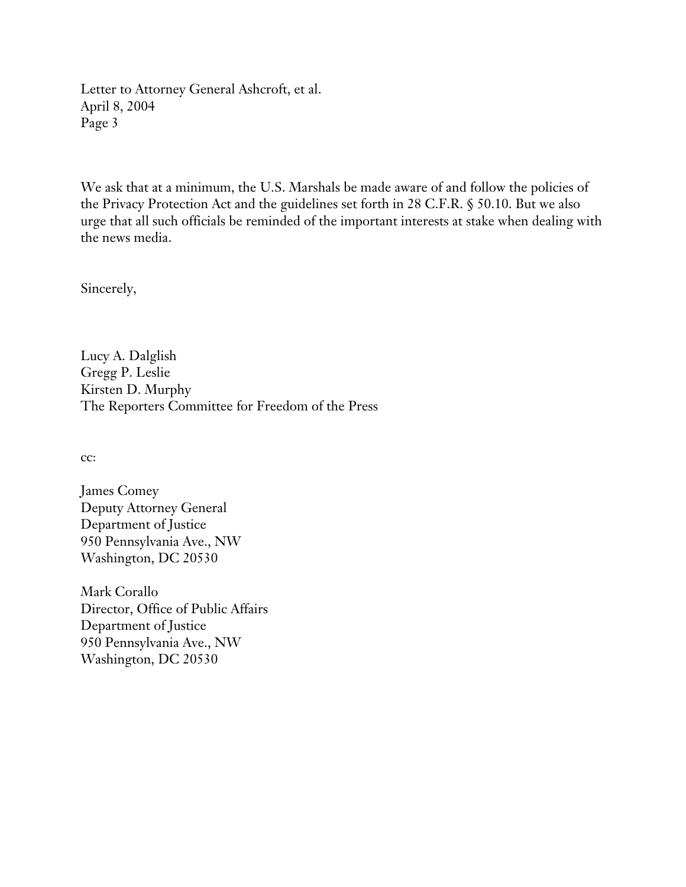We ask that at a minimum, the U.S. Marshals be made aware of and follow the policies of the Privacy Protection Act and the guidelines set forth in 28 C.F.R. § 50.10. But we also urge that all such officials be reminded of the important interests at stake when dealing with the news media.

Sincerely,

Lucy A. Dalglish
Gregg P. Leslie
Kirsten D. Murphy
The Reporters Committee for Freedom of the Press

cc:

James Comey
Deputy Attorney General
Department of Justice
950 Pennsylvania Ave., NW
Washington, DC 20530

Mark Corallo
Director, Office of Public Affairs
Department of Justice
950 Pennsylvania Ave., NW
Washington, DC 20530